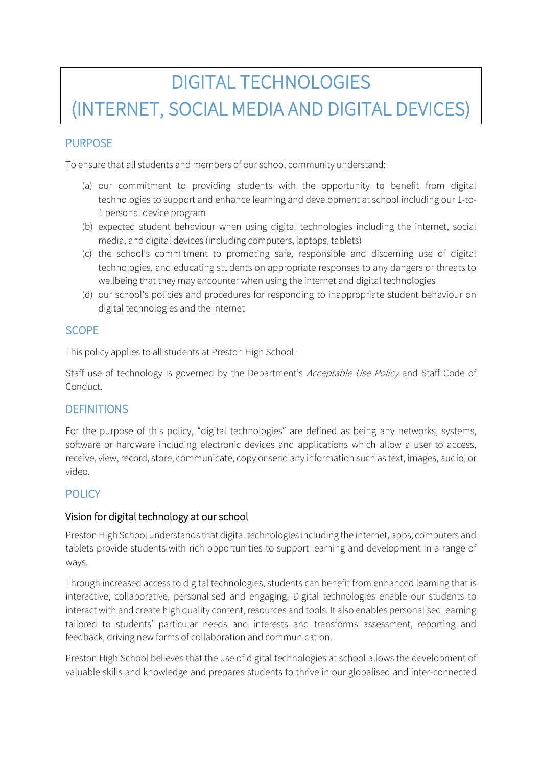# DIGITAL TECHNOLOGIES (INTERNET, SOCIAL MEDIA AND DIGITAL DEVICES)

## PURPOSE

To ensure that all students and members of our school community understand:

(a) our commitment to providing students with the opportunity to benefit from digital technologies to support and enhance learning and development at school including our 1-to-1 personal device program

(b) expected student behaviour when using digital technologies including the internet, social media, and digital devices (including computers, laptops, tablets)

(c) the school's commitment to promoting safe, responsible and discerning use of digital technologies, and educating students on appropriate responses to any dangers or threats to wellbeing that they may encounter when using the internet and digital technologies

(d) our school's policies and procedures for responding to inappropriate student behaviour on digital technologies and the internet

## SCOPE

This policy applies to all students at Preston High School.

Staff use of technology is governed by the Department's *Acceptable Use Policy* and Staff Code of Conduct.

## DEFINITIONS

For the purpose of this policy, "digital technologies" are defined as being any networks, systems, software or hardware including electronic devices and applications which allow a user to access, receive, view, record, store, communicate, copy or send any information such as text, images, audio, or video.

## POLICY

### Vision for digital technology at our school

Preston High School understands that digital technologies including the internet, apps, computers and tablets provide students with rich opportunities to support learning and development in a range of ways.

Through increased access to digital technologies, students can benefit from enhanced learning that is interactive, collaborative, personalised and engaging. Digital technologies enable our students to interact with and create high quality content, resources and tools. It also enables personalised learning tailored to students' particular needs and interests and transforms assessment, reporting and feedback, driving new forms of collaboration and communication.

Preston High School believes that the use of digital technologies at school allows the development of valuable skills and knowledge and prepares students to thrive in our globalised and inter-connected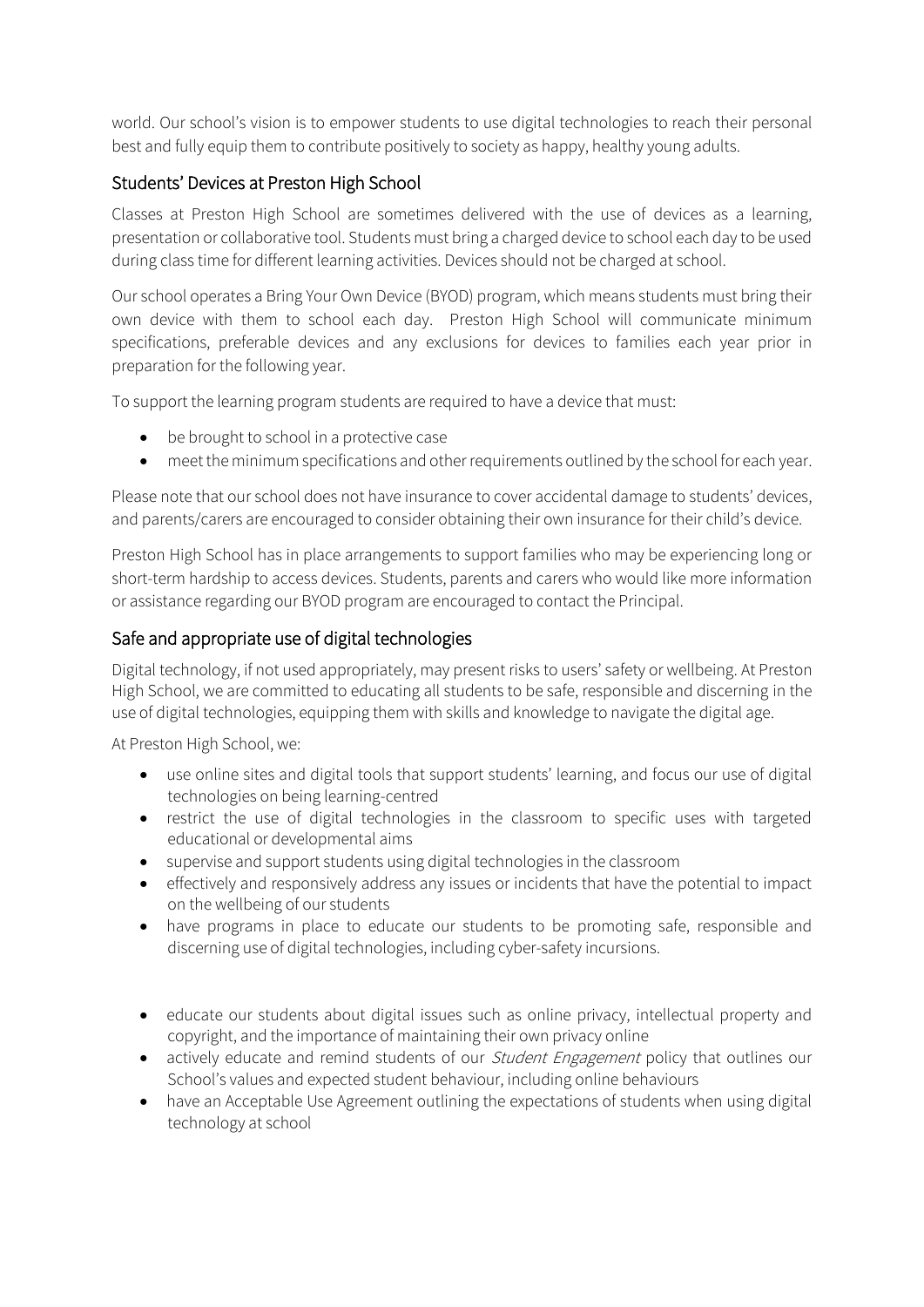world. Our school's vision is to empower students to use digital technologies to reach their personal best and fully equip them to contribute positively to society as happy, healthy young adults.

## Students' Devices at Preston High School

Classes at Preston High School are sometimes delivered with the use of devices as a learning, presentation or collaborative tool. Students must bring a charged device to school each day to be used during class time for different learning activities. Devices should not be charged at school.

Our school operates a Bring Your Own Device (BYOD) program, which means students must bring their own device with them to school each day. Preston High School will communicate minimum specifications, preferable devices and any exclusions for devices to families each year prior in preparation for the following year.

To support the learning program students are required to have a device that must:

- be brought to school in a protective case
- meet the minimum specifications and other requirements outlined by the school for each year.

Please note that our school does not have insurance to cover accidental damage to students' devices, and parents/carers are encouraged to consider obtaining their own insurance for their child's device.

Preston High School has in place arrangements to support families who may be experiencing long or short-term hardship to access devices. Students, parents and carers who would like more information or assistance regarding our BYOD program are encouraged to contact the Principal.

## Safe and appropriate use of digital technologies

Digital technology, if not used appropriately, may present risks to users' safety or wellbeing. At Preston High School, we are committed to educating all students to be safe, responsible and discerning in the use of digital technologies, equipping them with skills and knowledge to navigate the digital age.

At Preston High School, we:

- use online sites and digital tools that support students' learning, and focus our use of digital technologies on being learning-centred
- restrict the use of digital technologies in the classroom to specific uses with targeted educational or developmental aims
- supervise and support students using digital technologies in the classroom
- effectively and responsively address any issues or incidents that have the potential to impact on the wellbeing of our students
- have programs in place to educate our students to be promoting safe, responsible and discerning use of digital technologies, including cyber-safety incursions.

- educate our students about digital issues such as online privacy, intellectual property and copyright, and the importance of maintaining their own privacy online
- actively educate and remind students of our *Student Engagement* policy that outlines our School's values and expected student behaviour, including online behaviours
- have an Acceptable Use Agreement outlining the expectations of students when using digital technology at school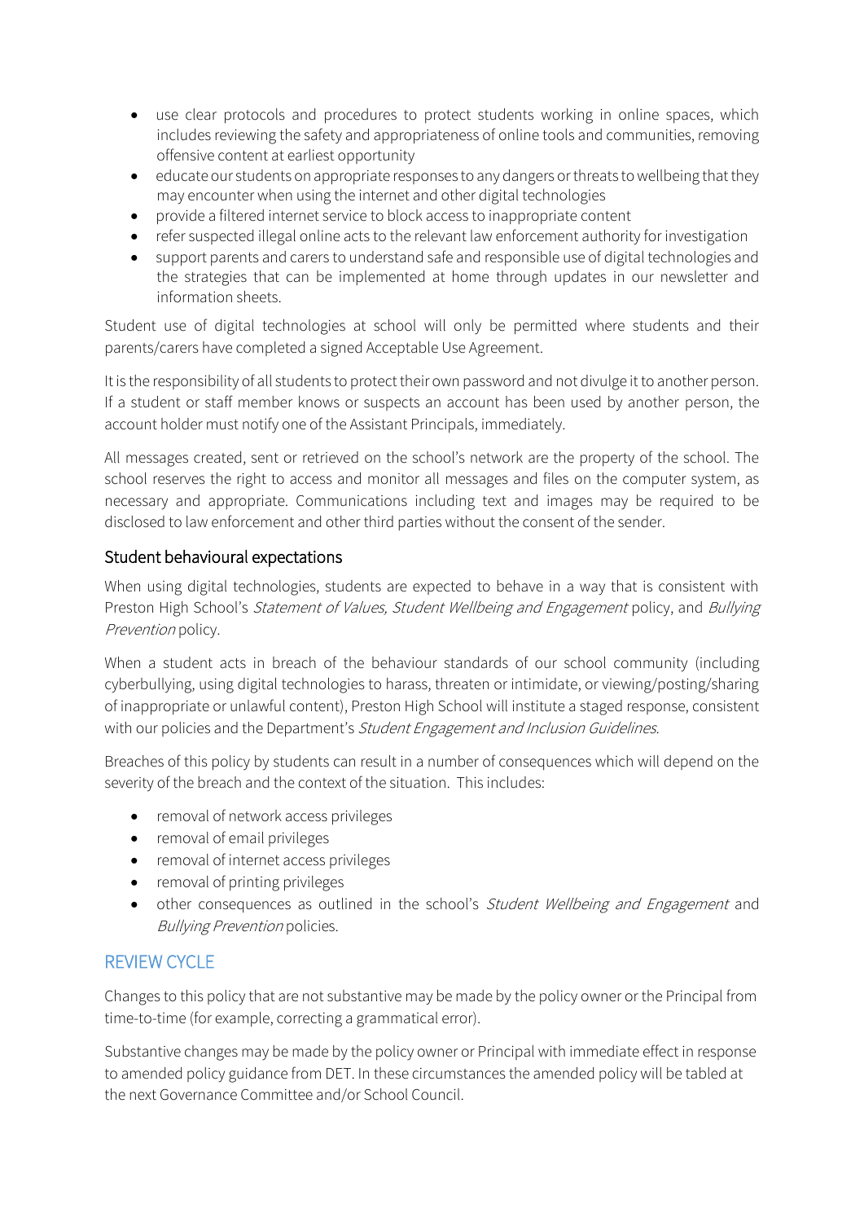- use clear protocols and procedures to protect students working in online spaces, which includes reviewing the safety and appropriateness of online tools and communities, removing offensive content at earliest opportunity
- educate our students on appropriate responses to any dangers or threats to wellbeing that they may encounter when using the internet and other digital technologies
- provide a filtered internet service to block access to inappropriate content
- refer suspected illegal online acts to the relevant law enforcement authority for investigation
- support parents and carers to understand safe and responsible use of digital technologies and the strategies that can be implemented at home through updates in our newsletter and information sheets.

Student use of digital technologies at school will only be permitted where students and their parents/carers have completed a signed Acceptable Use Agreement.

It is the responsibility of all students to protect their own password and not divulge it to another person. If a student or staff member knows or suspects an account has been used by another person, the account holder must notify one of the Assistant Principals, immediately.

All messages created, sent or retrieved on the school's network are the property of the school. The school reserves the right to access and monitor all messages and files on the computer system, as necessary and appropriate. Communications including text and images may be required to be disclosed to law enforcement and other third parties without the consent of the sender.

### Student behavioural expectations

When using digital technologies, students are expected to behave in a way that is consistent with Preston High School's *Statement of Values, Student Wellbeing and Engagement* policy, and *Bullying Prevention* policy.

When a student acts in breach of the behaviour standards of our school community (including cyberbullying, using digital technologies to harass, threaten or intimidate, or viewing/posting/sharing of inappropriate or unlawful content), Preston High School will institute a staged response, consistent with our policies and the Department's *Student Engagement and Inclusion Guidelines.*

Breaches of this policy by students can result in a number of consequences which will depend on the severity of the breach and the context of the situation. This includes:

- removal of network access privileges
- removal of email privileges
- removal of internet access privileges
- removal of printing privileges
- other consequences as outlined in the school's *Student Wellbeing and Engagement* and *Bullying Prevention* policies.

## REVIEW CYCLE

Changes to this policy that are not substantive may be made by the policy owner or the Principal from time-to-time (for example, correcting a grammatical error).

Substantive changes may be made by the policy owner or Principal with immediate effect in response to amended policy guidance from DET. In these circumstances the amended policy will be tabled at the next Governance Committee and/or School Council.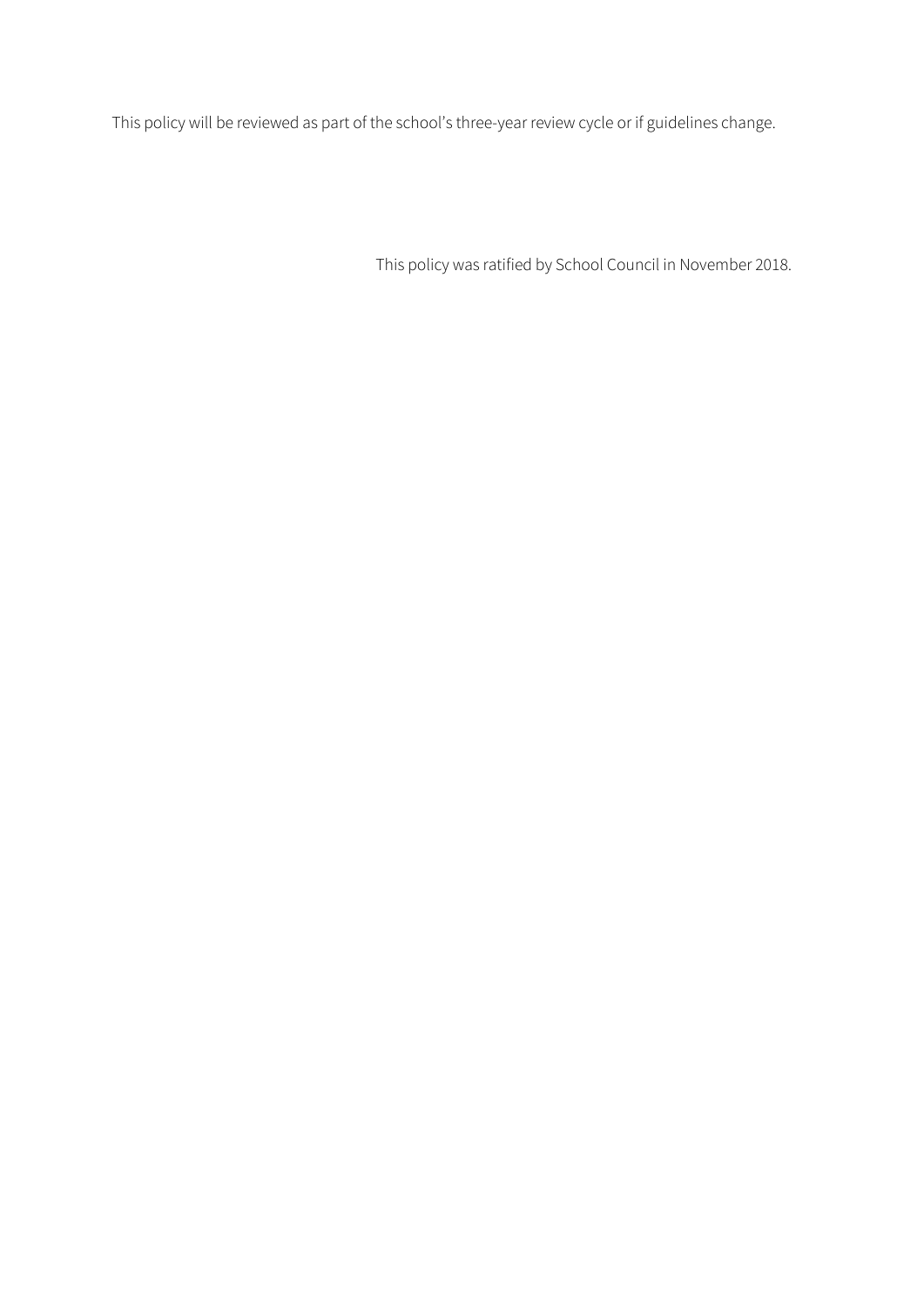This policy will be reviewed as part of the school's three-year review cycle or if guidelines change.

This policy was ratified by School Council in November 2018.